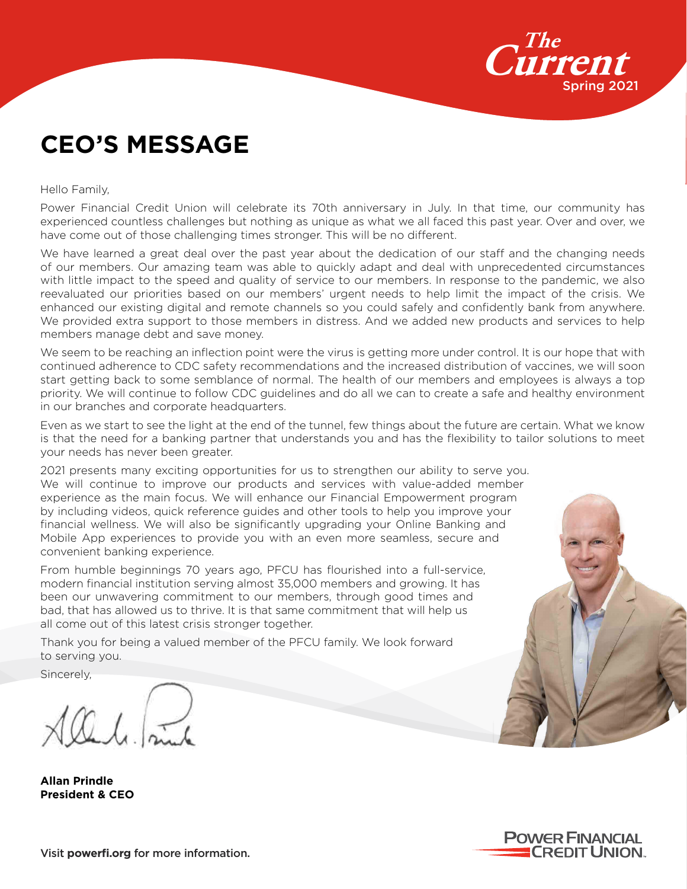The Current Spring 2021

# CEO'S MESSAGE

Hello Family,

Power Financial Credit Union will celebrate its 70th anniversary in July. In that time, our community has experienced countless challenges but nothing as unique as what we all faced this past year. Over and over, we have come out of those challenging times stronger. This will be no different.

We have learned a great deal over the past year about the dedication of our staff and the changing needs of our members. Our amazing team was able to quickly adapt and deal with unprecedented circumstances with little impact to the speed and quality of service to our members. In response to the pandemic, we also reevaluated our priorities based on our members' urgent needs to help limit the impact of the crisis. We enhanced our existing digital and remote channels so you could safely and confidently bank from anywhere. We provided extra support to those members in distress. And we added new products and services to help members manage debt and save money.

We seem to be reaching an inflection point were the virus is getting more under control. It is our hope that with continued adherence to CDC safety recommendations and the increased distribution of vaccines, we will soon start getting back to some semblance of normal. The health of our members and employees is always a top priority. We will continue to follow CDC guidelines and do all we can to create a safe and healthy environment in our branches and corporate headquarters.

Even as we start to see the light at the end of the tunnel, few things about the future are certain. What we know is that the need for a banking partner that understands you and has the flexibility to tailor solutions to meet your needs has never been greater.

2021 presents many exciting opportunities for us to strengthen our ability to serve you. We will continue to improve our products and services with value-added member experience as the main focus. We will enhance our Financial Empowerment program by including videos, quick reference guides and other tools to help you improve your financial wellness. We will also be significantly upgrading your Online Banking and Mobile App experiences to provide you with an even more seamless, secure and convenient banking experience.

From humble beginnings 70 years ago, PFCU has flourished into a full-service, modern financial institution serving almost 35,000 members and growing. It has been our unwavering commitment to our members, through good times and bad, that has allowed us to thrive. It is that same commitment that will help us all come out of this latest crisis stronger together.

Thank you for being a valued member of the PFCU family. We look forward to serving you.

Sincerely,

**Allan Prindle**
**President & CEO**

Visit **powerfi.org** for more information.

POWER FINANCIAL CREDIT UNION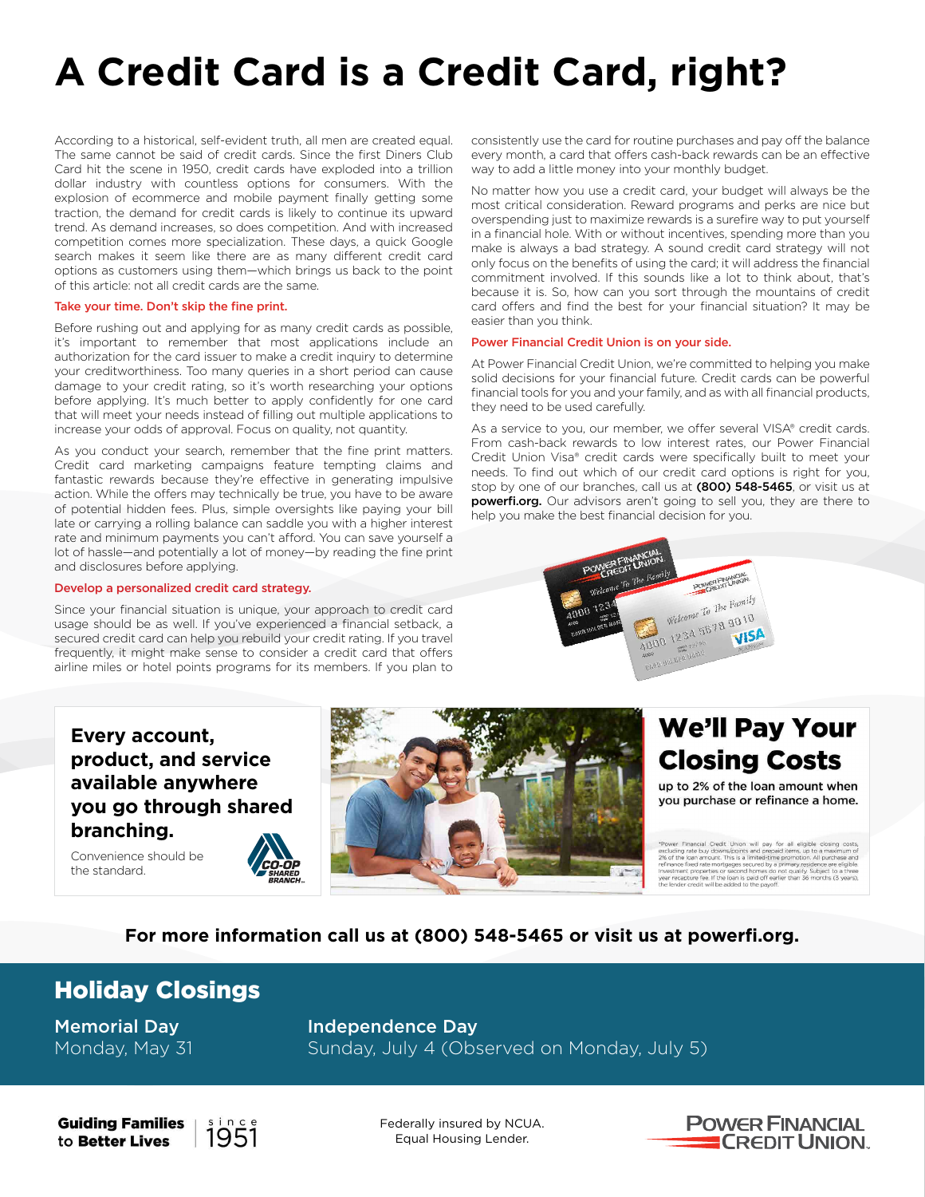# A Credit Card is a Credit Card, right?

According to a historical, self-evident truth, all men are created equal. The same cannot be said of credit cards. Since the first Diners Club Card hit the scene in 1950, credit cards have exploded into a trillion dollar industry with countless options for consumers. With the explosion of ecommerce and mobile payment finally getting some traction, the demand for credit cards is likely to continue its upward trend. As demand increases, so does competition. And with increased competition comes more specialization. These days, a quick Google search makes it seem like there are as many different credit card options as customers using them—which brings us back to the point of this article: not all credit cards are the same.

### Take your time. Don't skip the fine print.

Before rushing out and applying for as many credit cards as possible, it's important to remember that most applications include an authorization for the card issuer to make a credit inquiry to determine your creditworthiness. Too many queries in a short period can cause damage to your credit rating, so it's worth researching your options before applying. It's much better to apply confidently for one card that will meet your needs instead of filling out multiple applications to increase your odds of approval. Focus on quality, not quantity.

As you conduct your search, remember that the fine print matters. Credit card marketing campaigns feature tempting claims and fantastic rewards because they're effective in generating impulsive action. While the offers may technically be true, you have to be aware of potential hidden fees. Plus, simple oversights like paying your bill late or carrying a rolling balance can saddle you with a higher interest rate and minimum payments you can't afford. You can save yourself a lot of hassle—and potentially a lot of money—by reading the fine print and disclosures before applying.

### Develop a personalized credit card strategy.

Since your financial situation is unique, your approach to credit card usage should be as well. If you've experienced a financial setback, a secured credit card can help you rebuild your credit rating. If you travel frequently, it might make sense to consider a credit card that offers airline miles or hotel points programs for its members. If you plan to consistently use the card for routine purchases and pay off the balance every month, a card that offers cash-back rewards can be an effective way to add a little money into your monthly budget.

No matter how you use a credit card, your budget will always be the most critical consideration. Reward programs and perks are nice but overspending just to maximize rewards is a surefire way to put yourself in a financial hole. With or without incentives, spending more than you make is always a bad strategy. A sound credit card strategy will not only focus on the benefits of using the card; it will address the financial commitment involved. If this sounds like a lot to think about, that's because it is. So, how can you sort through the mountains of credit card offers and find the best for your financial situation? It may be easier than you think.

### Power Financial Credit Union is on your side.

At Power Financial Credit Union, we're committed to helping you make solid decisions for your financial future. Credit cards can be powerful financial tools for you and your family, and as with all financial products, they need to be used carefully.

As a service to you, our member, we offer several VISA® credit cards. From cash-back rewards to low interest rates, our Power Financial Credit Union Visa® credit cards were specifically built to meet your needs. To find out which of our credit card options is right for you, stop by one of our branches, call us at **(800) 548-5465**, or visit us at **powerfi.org.** Our advisors aren't going to sell you, they are there to help you make the best financial decision for you.

**Every account, product, and service available anywhere you go through shared branching.**

Convenience should be the standard.

CO-OP SHARED BRANCH

## We'll Pay Your Closing Costs

up to 2% of the loan amount when you purchase or refinance a home.

*Power Financial Credit Union will pay for all eligible closing costs, excluding rate buy downs/points and prepaid items, up to a maximum of 2% of the loan amount. This is a limited-time promotion. All purchase and refinance fixed rate mortgages secured by a primary residence are eligible. Investment properties or second homes do not qualify. Subject to a three year recapture fee. If the loan is paid off earlier than 36 months (3 years), the lender credit will be added to the payoff.

**For more information call us at (800) 548-5465 or visit us at powerfi.org.**

## Holiday Closings

**Memorial Day**
Monday, May 31

**Independence Day**
Sunday, July 4 (Observed on Monday, July 5)

**Guiding Families to Better Lives** | since 1951

Federally insured by NCUA.
Equal Housing Lender.

Power Financial Credit Union